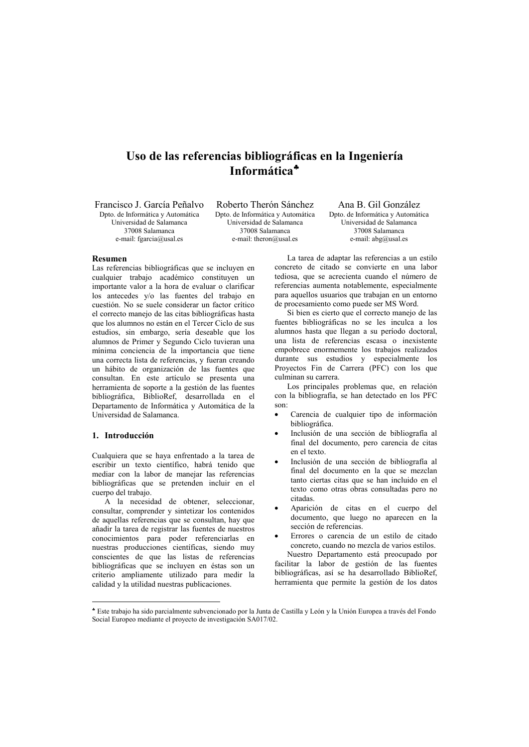# Uso de las referencias bibliográficas en la Ingeniería Informática[♣]

**Francisco J. García Peñalvo**
Dpto. de Informática y Automática
Universidad de Salamanca
37008 Salamanca
e-mail: fgarcia@usal.es

**Roberto Therón Sánchez**
Dpto. de Informática y Automática
Universidad de Salamanca
37008 Salamanca
e-mail: theron@usal.es

**Ana B. Gil González**
Dpto. de Informática y Automática
Universidad de Salamanca
37008 Salamanca
e-mail: abg@usal.es

## Resumen

Las referencias bibliográficas que se incluyen en cualquier trabajo académico constituyen un importante valor a la hora de evaluar o clarificar los antecedes y/o las fuentes del trabajo en cuestión. No se suele considerar un factor crítico el correcto manejo de las citas bibliográficas hasta que los alumnos no están en el Tercer Ciclo de sus estudios, sin embargo, sería deseable que los alumnos de Primer y Segundo Ciclo tuvieran una mínima conciencia de la importancia que tiene una correcta lista de referencias, y fueran creando un hábito de organización de las fuentes que consultan. En este artículo se presenta una herramienta de soporte a la gestión de las fuentes bibliográfica, BiblioRef, desarrollada en el Departamento de Informática y Automática de la Universidad de Salamanca.

## 1. Introducción

Cualquiera que se haya enfrentado a la tarea de escribir un texto científico, habrá tenido que mediar con la labor de manejar las referencias bibliográficas que se pretenden incluir en el cuerpo del trabajo.

A la necesidad de obtener, seleccionar, consultar, comprender y sintetizar los contenidos de aquellas referencias que se consultan, hay que añadir la tarea de registrar las fuentes de nuestros conocimientos para poder referenciarlas en nuestras producciones científicas, siendo muy conscientes de que las listas de referencias bibliográficas que se incluyen en éstas son un criterio ampliamente utilizado para medir la calidad y la utilidad nuestras publicaciones.

La tarea de adaptar las referencias a un estilo concreto de citado se convierte en una labor tediosa, que se acrecienta cuando el número de referencias aumenta notablemente, especialmente para aquellos usuarios que trabajan en un entorno de procesamiento como puede ser MS Word.

Si bien es cierto que el correcto manejo de las fuentes bibliográficas no se les inculca a los alumnos hasta que llegan a su período doctoral, una lista de referencias escasa o inexistente empobrece enormemente los trabajos realizados durante sus estudios y especialmente los Proyectos Fin de Carrera (PFC) con los que culminan su carrera.

Los principales problemas que, en relación con la bibliografía, se han detectado en los PFC son:

- Carencia de cualquier tipo de información bibliográfica.
- Inclusión de una sección de bibliografía al final del documento, pero carencia de citas en el texto.
- Inclusión de una sección de bibliografía al final del documento en la que se mezclan tanto ciertas citas que se han incluido en el texto como otras obras consultadas pero no citadas.
- Aparición de citas en el cuerpo del documento, que luego no aparecen en la sección de referencias.
- Errores o carencia de un estilo de citado concreto, cuando no mezcla de varios estilos.

Nuestro Departamento está preocupado por facilitar la labor de gestión de las fuentes bibliográficas, así se ha desarrollado BiblioRef, herramienta que permite la gestión de los datos

---

[♣] Este trabajo ha sido parcialmente subvencionado por la Junta de Castilla y León y la Unión Europea a través del Fondo Social Europeo mediante el proyecto de investigación SA017/02.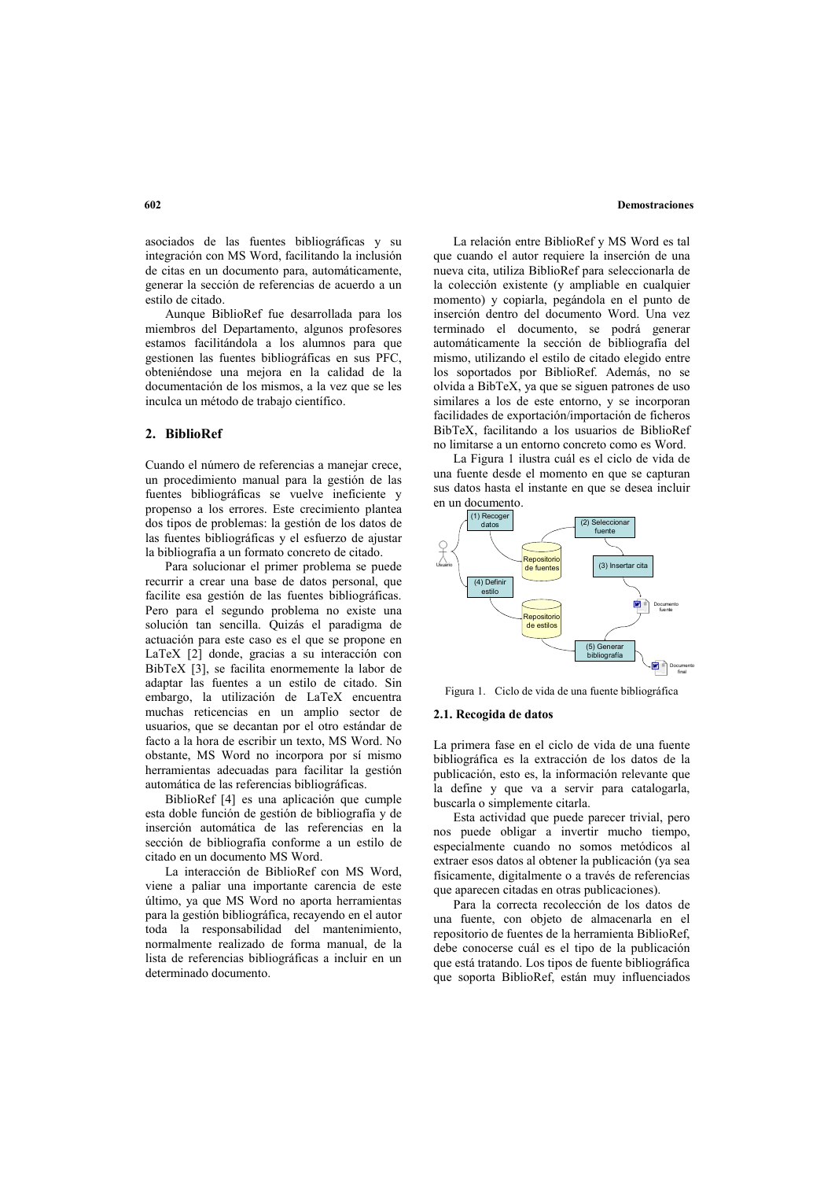asociados de las fuentes bibliográficas y su integración con MS Word, facilitando la inclusión de citas en un documento para, automáticamente, generar la sección de referencias de acuerdo a un estilo de citado.

Aunque BiblioRef fue desarrollada para los miembros del Departamento, algunos profesores estamos facilitándola a los alumnos para que gestionen las fuentes bibliográficas en sus PFC, obteniéndose una mejora en la calidad de la documentación de los mismos, a la vez que se les inculca un método de trabajo científico.

## 2. BiblioRef

Cuando el número de referencias a manejar crece, un procedimiento manual para la gestión de las fuentes bibliográficas se vuelve ineficiente y propenso a los errores. Este crecimiento plantea dos tipos de problemas: la gestión de los datos de las fuentes bibliográficas y el esfuerzo de ajustar la bibliografía a un formato concreto de citado.

Para solucionar el primer problema se puede recurrir a crear una base de datos personal, que facilite esa gestión de las fuentes bibliográficas. Pero para el segundo problema no existe una solución tan sencilla. Quizás el paradigma de actuación para este caso es el que se propone en LaTeX [2] donde, gracias a su interacción con BibTeX [3], se facilita enormemente la labor de adaptar las fuentes a un estilo de citado. Sin embargo, la utilización de LaTeX encuentra muchas reticencias en un amplio sector de usuarios, que se decantan por el otro estándar de facto a la hora de escribir un texto, MS Word. No obstante, MS Word no incorpora por sí mismo herramientas adecuadas para facilitar la gestión automática de las referencias bibliográficas.

BiblioRef [4] es una aplicación que cumple esta doble función de gestión de bibliografía y de inserción automática de las referencias en la sección de bibliografía conforme a un estilo de citado en un documento MS Word.

La interacción de BiblioRef con MS Word, viene a paliar una importante carencia de este último, ya que MS Word no aporta herramientas para la gestión bibliográfica, recayendo en el autor toda la responsabilidad del mantenimiento, normalmente realizado de forma manual, de la lista de referencias bibliográficas a incluir en un determinado documento.

La relación entre BiblioRef y MS Word es tal que cuando el autor requiere la inserción de una nueva cita, utiliza BiblioRef para seleccionarla de la colección existente (y ampliable en cualquier momento) y copiarla, pegándola en el punto de inserción dentro del documento Word. Una vez terminado el documento, se podrá generar automáticamente la sección de bibliografía del mismo, utilizando el estilo de citado elegido entre los soportados por BiblioRef. Además, no se olvida a BibTeX, ya que se siguen patrones de uso similares a los de este entorno, y se incorporan facilidades de exportación/importación de ficheros BibTeX, facilitando a los usuarios de BiblioRef no limitarse a un entorno concreto como es Word.

La Figura 1 ilustra cuál es el ciclo de vida de una fuente desde el momento en que se capturan sus datos hasta el instante en que se desea incluir en un documento.

Figura 1. Ciclo de vida de una fuente bibliográfica

### 2.1. Recogida de datos

La primera fase en el ciclo de vida de una fuente bibliográfica es la extracción de los datos de la publicación, esto es, la información relevante que la define y que va a servir para catalogarla, buscarla o simplemente citarla.

Esta actividad que puede parecer trivial, pero nos puede obligar a invertir mucho tiempo, especialmente cuando no somos metódicos al extraer esos datos al obtener la publicación (ya sea físicamente, digitalmente o a través de referencias que aparecen citadas en otras publicaciones).

Para la correcta recolección de los datos de una fuente, con objeto de almacenarla en el repositorio de fuentes de la herramienta BiblioRef, debe conocerse cuál es el tipo de la publicación que está tratando. Los tipos de fuente bibliográfica que soporta BiblioRef, están muy influenciados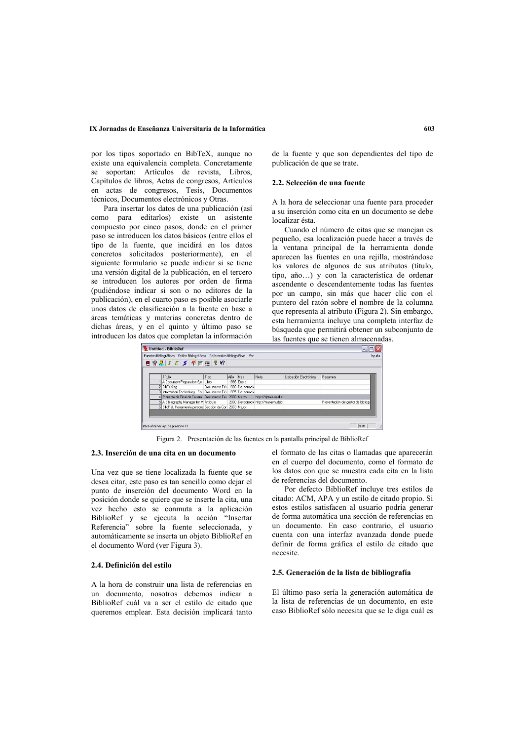por los tipos soportado en BibTeX, aunque no existe una equivalencia completa. Concretamente se soportan: Artículos de revista, Libros, Capítulos de libros, Actas de congresos, Artículos en actas de congresos, Tesis, Documentos técnicos, Documentos electrónicos y Otras.

Para insertar los datos de una publicación (así como para editarlos) existe un asistente compuesto por cinco pasos, donde en el primer paso se introducen los datos básicos (entre ellos el tipo de la fuente, que incidirá en los datos concretos solicitados posteriormente), en el siguiente formulario se puede indicar si se tiene una versión digital de la publicación, en el tercero se introducen los autores por orden de firma (pudiéndose indicar si son o no editores de la publicación), en el cuarto paso es posible asociarle unos datos de clasificación a la fuente en base a áreas temáticas y materias concretas dentro de dichas áreas, y en el quinto y último paso se introducen los datos que completan la información de la fuente y que son dependientes del tipo de publicación de que se trate.

### 2.2. Selección de una fuente

A la hora de seleccionar una fuente para proceder a su inserción como cita en un documento se debe localizar ésta.

Cuando el número de citas que se manejan es pequeño, esa localización puede hacer a través de la ventana principal de la herramienta donde aparecen las fuentes en una rejilla, mostrándose los valores de algunos de sus atributos (título, tipo, año…) y con la característica de ordenar ascendente o descendentemente todas las fuentes por un campo, sin más que hacer clic con el puntero del ratón sobre el nombre de la columna que representa al atributo (Figura 2). Sin embargo, esta herramienta incluye una completa interfaz de búsqueda que permitirá obtener un subconjunto de las fuentes que se tienen almacenadas.

Figura 2. Presentación de las fuentes en la pantalla principal de BiblioRef

### 2.3. Inserción de una cita en un documento

Una vez que se tiene localizada la fuente que se desea citar, este paso es tan sencillo como dejar el punto de inserción del documento Word en la posición donde se quiere que se inserte la cita, una vez hecho esto se conmuta a la aplicación BiblioRef y se ejecuta la acción "Insertar Referencia" sobre la fuente seleccionada, y automáticamente se inserta un objeto BiblioRef en el documento Word (ver Figura 3).

### 2.4. Definición del estilo

A la hora de construir una lista de referencias en un documento, nosotros debemos indicar a BiblioRef cuál va a ser el estilo de citado que queremos emplear. Esta decisión implicará tanto el formato de las citas o llamadas que aparecerán en el cuerpo del documento, como el formato de los datos con que se muestra cada cita en la lista de referencias del documento.

Por defecto BiblioRef incluye tres estilos de citado: ACM, APA y un estilo de citado propio. Si estos estilos satisfacen al usuario podría generar de forma automática una sección de referencias en un documento. En caso contrario, el usuario cuenta con una interfaz avanzada donde puede definir de forma gráfica el estilo de citado que necesite.

### 2.5. Generación de la lista de bibliografía

El último paso sería la generación automática de la lista de referencias de un documento, en este caso BiblioRef sólo necesita que se le diga cuál es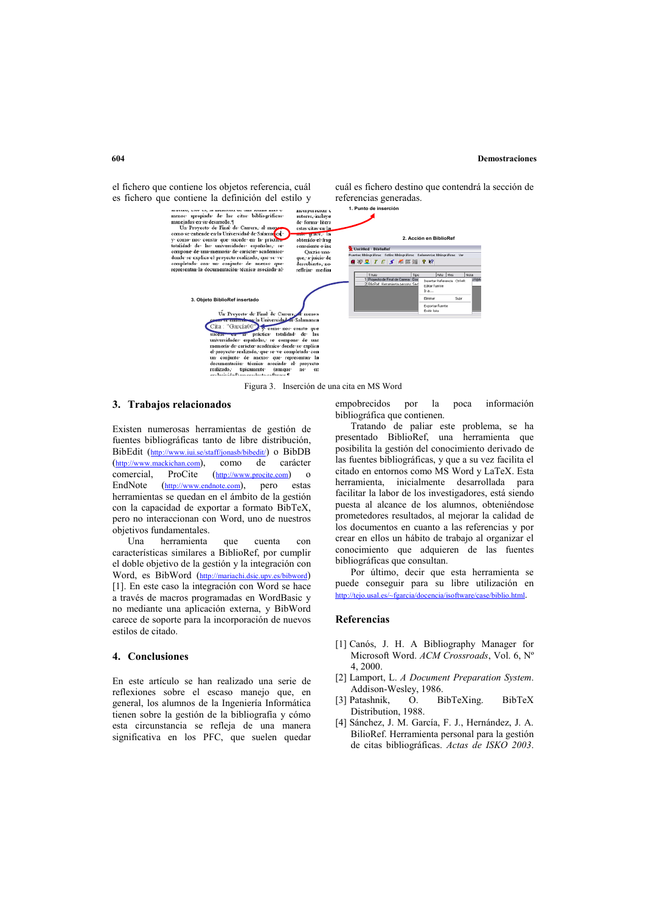el fichero que contiene los objetos referencia, cuál es fichero que contiene la definición del estilo y cuál es fichero destino que contendrá la sección de referencias generadas.

1. Punto de inserción

2. Acción en BiblioRef

3. Objeto BiblioRef insertado

Figura 3. Inserción de una cita en MS Word

## 3. Trabajos relacionados

Existen numerosas herramientas de gestión de fuentes bibliográficas tanto de libre distribución, BibEdit (http://www.iui.se/staff/jonasb/bibedit/) o BibDB (http://www.mackichan.com), como de carácter comercial, ProCite (http://www.procite.com) o EndNote (http://www.endnote.com), pero estas herramientas se quedan en el ámbito de la gestión con la capacidad de exportar a formato BibTeX, pero no interaccionan con Word, uno de nuestros objetivos fundamentales.

Una herramienta que cuenta con características similares a BiblioRef, por cumplir el doble objetivo de la gestión y la integración con Word, es BibWord (http://mariachi.dsic.upv.es/bibword) [1]. En este caso la integración con Word se hace a través de macros programadas en WordBasic y no mediante una aplicación externa, y BibWord carece de soporte para la incorporación de nuevos estilos de citado.

## 4. Conclusiones

En este artículo se han realizado una serie de reflexiones sobre el escaso manejo que, en general, los alumnos de la Ingeniería Informática tienen sobre la gestión de la bibliografía y cómo esta circunstancia se refleja de una manera significativa en los PFC, que suelen quedar empobrecidos por la poca información bibliográfica que contienen.

Tratando de paliar este problema, se ha presentado BiblioRef, una herramienta que posibilita la gestión del conocimiento derivado de las fuentes bibliográficas, y que a su vez facilita el citado en entornos como MS Word y LaTeX. Esta herramienta, inicialmente desarrollada para facilitar la labor de los investigadores, está siendo puesta al alcance de los alumnos, obteniéndose prometedores resultados, al mejorar la calidad de los documentos en cuanto a las referencias y por crear en ellos un hábito de trabajo al organizar el conocimiento que adquieren de las fuentes bibliográficas que consultan.

Por último, decir que esta herramienta se puede conseguir para su libre utilización en http://tejo.usal.es/~fgarcia/docencia/isoftware/case/biblio.html.

## Referencias

[1] Canós, J. H. A Bibliography Manager for Microsoft Word. *ACM Crossroads*, Vol. 6, Nº 4, 2000.

[2] Lamport, L. *A Document Preparation System*. Addison-Wesley, 1986.

[3] Patashnik, O. BibTeXing. BibTeX Distribution, 1988.

[4] Sánchez, J. M. García, F. J., Hernández, J. A. BilioRef. Herramienta personal para la gestión de citas bibliográficas. *Actas de ISKO 2003*.